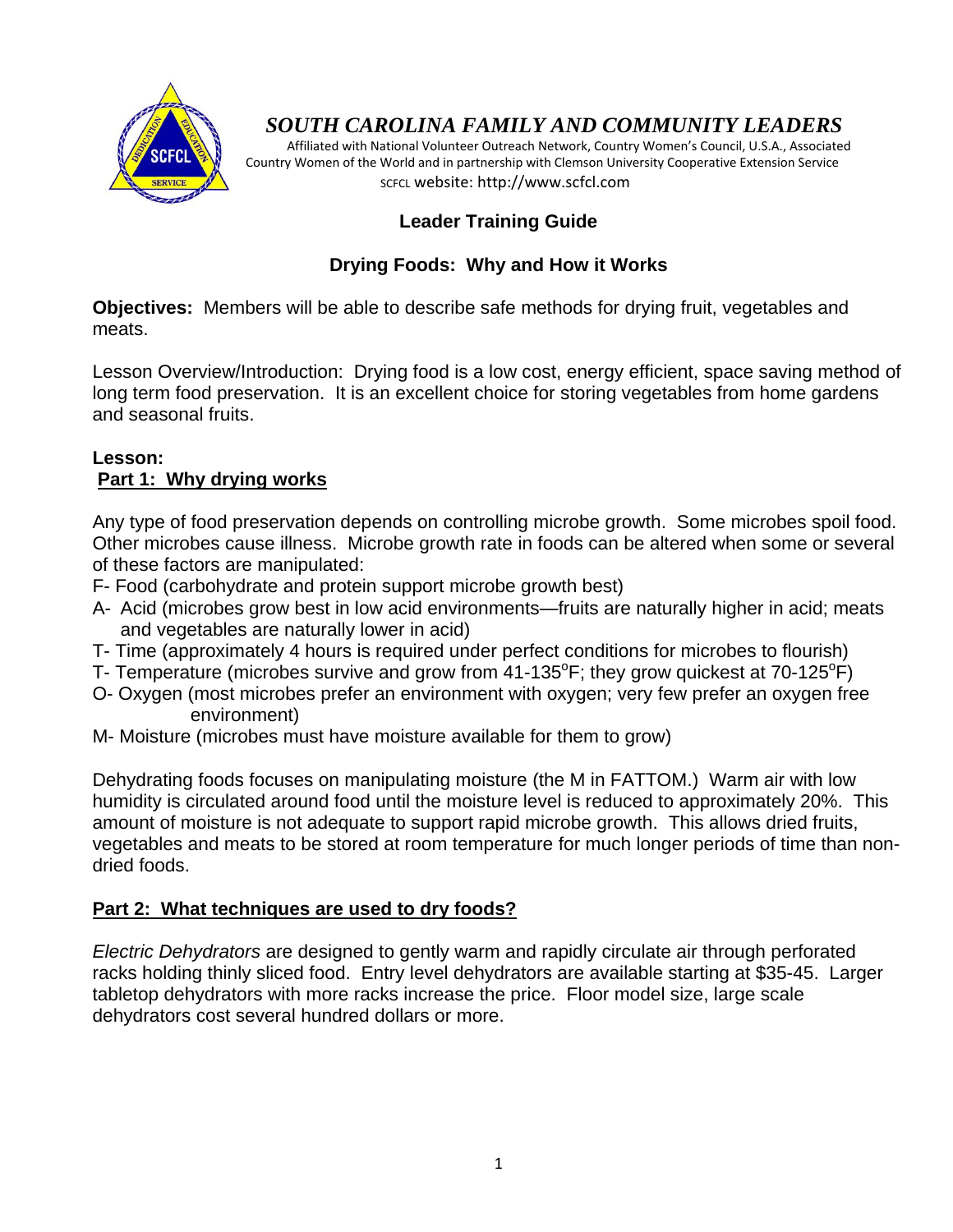# *SOUTH CAROLINA FAMILY AND COMMUNITY LEADERS*

Affiliated with National Volunteer Outreach Network, Country Women's Council, U.S.A., Associated Country Women of the World and in partnership with Clemson University Cooperative Extension Service

SCFCL website: http://www.scfcl.com

## Leader Training Guide

## Drying Foods: Why and How it Works

**Objectives:** Members will be able to describe safe methods for drying fruit, vegetables and meats.

Lesson Overview/Introduction: Drying food is a low cost, energy efficient, space saving method of long term food preservation. It is an excellent choice for storing vegetables from home gardens and seasonal fruits.

**Lesson:**

**Part 1: Why drying works**

Any type of food preservation depends on controlling microbe growth. Some microbes spoil food. Other microbes cause illness. Microbe growth rate in foods can be altered when some or several of these factors are manipulated:

- F- Food (carbohydrate and protein support microbe growth best)
- A- Acid (microbes grow best in low acid environments—fruits are naturally higher in acid; meats and vegetables are naturally lower in acid)
- T- Time (approximately 4 hours is required under perfect conditions for microbes to flourish)
- T- Temperature (microbes survive and grow from 41-135°F; they grow quickest at 70-125°F)
- O- Oxygen (most microbes prefer an environment with oxygen; very few prefer an oxygen free environment)
- M- Moisture (microbes must have moisture available for them to grow)

Dehydrating foods focuses on manipulating moisture (the M in FATTOM.) Warm air with low humidity is circulated around food until the moisture level is reduced to approximately 20%. This amount of moisture is not adequate to support rapid microbe growth. This allows dried fruits, vegetables and meats to be stored at room temperature for much longer periods of time than non-dried foods.

**Part 2: What techniques are used to dry foods?**

*Electric Dehydrators* are designed to gently warm and rapidly circulate air through perforated racks holding thinly sliced food. Entry level dehydrators are available starting at $35-45. Larger tabletop dehydrators with more racks increase the price. Floor model size, large scale dehydrators cost several hundred dollars or more.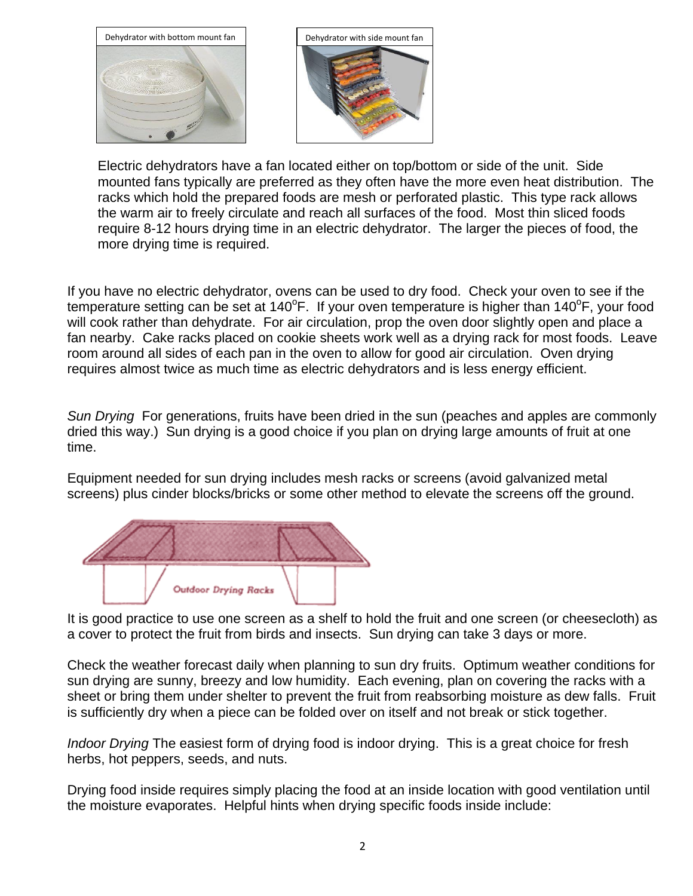Dehydrator with bottom mount fan

Dehydrator with side mount fan

Electric dehydrators have a fan located either on top/bottom or side of the unit. Side mounted fans typically are preferred as they often have the more even heat distribution. The racks which hold the prepared foods are mesh or perforated plastic. This type rack allows the warm air to freely circulate and reach all surfaces of the food. Most thin sliced foods require 8-12 hours drying time in an electric dehydrator. The larger the pieces of food, the more drying time is required.

If you have no electric dehydrator, ovens can be used to dry food. Check your oven to see if the temperature setting can be set at 140°F. If your oven temperature is higher than 140°F, your food will cook rather than dehydrate. For air circulation, prop the oven door slightly open and place a fan nearby. Cake racks placed on cookie sheets work well as a drying rack for most foods. Leave room around all sides of each pan in the oven to allow for good air circulation. Oven drying requires almost twice as much time as electric dehydrators and is less energy efficient.

*Sun Drying* For generations, fruits have been dried in the sun (peaches and apples are commonly dried this way.) Sun drying is a good choice if you plan on drying large amounts of fruit at one time.

Equipment needed for sun drying includes mesh racks or screens (avoid galvanized metal screens) plus cinder blocks/bricks or some other method to elevate the screens off the ground.

Outdoor Drying Racks

It is good practice to use one screen as a shelf to hold the fruit and one screen (or cheesecloth) as a cover to protect the fruit from birds and insects. Sun drying can take 3 days or more.

Check the weather forecast daily when planning to sun dry fruits. Optimum weather conditions for sun drying are sunny, breezy and low humidity. Each evening, plan on covering the racks with a sheet or bring them under shelter to prevent the fruit from reabsorbing moisture as dew falls. Fruit is sufficiently dry when a piece can be folded over on itself and not break or stick together.

*Indoor Drying* The easiest form of drying food is indoor drying. This is a great choice for fresh herbs, hot peppers, seeds, and nuts.

Drying food inside requires simply placing the food at an inside location with good ventilation until the moisture evaporates. Helpful hints when drying specific foods inside include: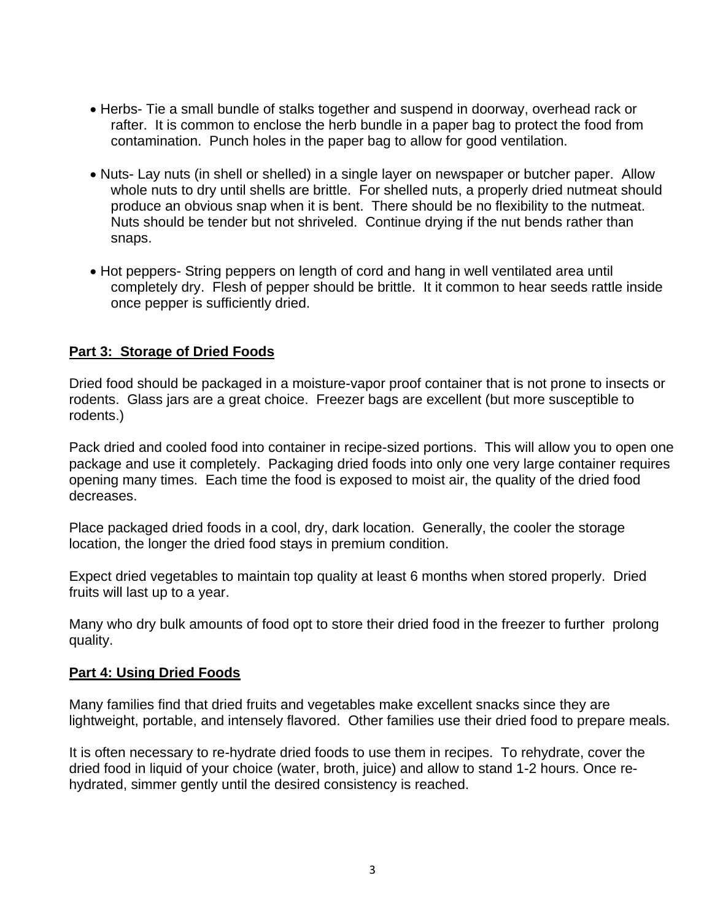- Herbs- Tie a small bundle of stalks together and suspend in doorway, overhead rack or rafter. It is common to enclose the herb bundle in a paper bag to protect the food from contamination. Punch holes in the paper bag to allow for good ventilation.

- Nuts- Lay nuts (in shell or shelled) in a single layer on newspaper or butcher paper. Allow whole nuts to dry until shells are brittle. For shelled nuts, a properly dried nutmeat should produce an obvious snap when it is bent. There should be no flexibility to the nutmeat. Nuts should be tender but not shriveled. Continue drying if the nut bends rather than snaps.

- Hot peppers- String peppers on length of cord and hang in well ventilated area until completely dry. Flesh of pepper should be brittle. It it common to hear seeds rattle inside once pepper is sufficiently dried.

## Part 3: Storage of Dried Foods

Dried food should be packaged in a moisture-vapor proof container that is not prone to insects or rodents. Glass jars are a great choice. Freezer bags are excellent (but more susceptible to rodents.)

Pack dried and cooled food into container in recipe-sized portions. This will allow you to open one package and use it completely. Packaging dried foods into only one very large container requires opening many times. Each time the food is exposed to moist air, the quality of the dried food decreases.

Place packaged dried foods in a cool, dry, dark location. Generally, the cooler the storage location, the longer the dried food stays in premium condition.

Expect dried vegetables to maintain top quality at least 6 months when stored properly. Dried fruits will last up to a year.

Many who dry bulk amounts of food opt to store their dried food in the freezer to further prolong quality.

## Part 4: Using Dried Foods

Many families find that dried fruits and vegetables make excellent snacks since they are lightweight, portable, and intensely flavored. Other families use their dried food to prepare meals.

It is often necessary to re-hydrate dried foods to use them in recipes. To rehydrate, cover the dried food in liquid of your choice (water, broth, juice) and allow to stand 1-2 hours. Once re-hydrated, simmer gently until the desired consistency is reached.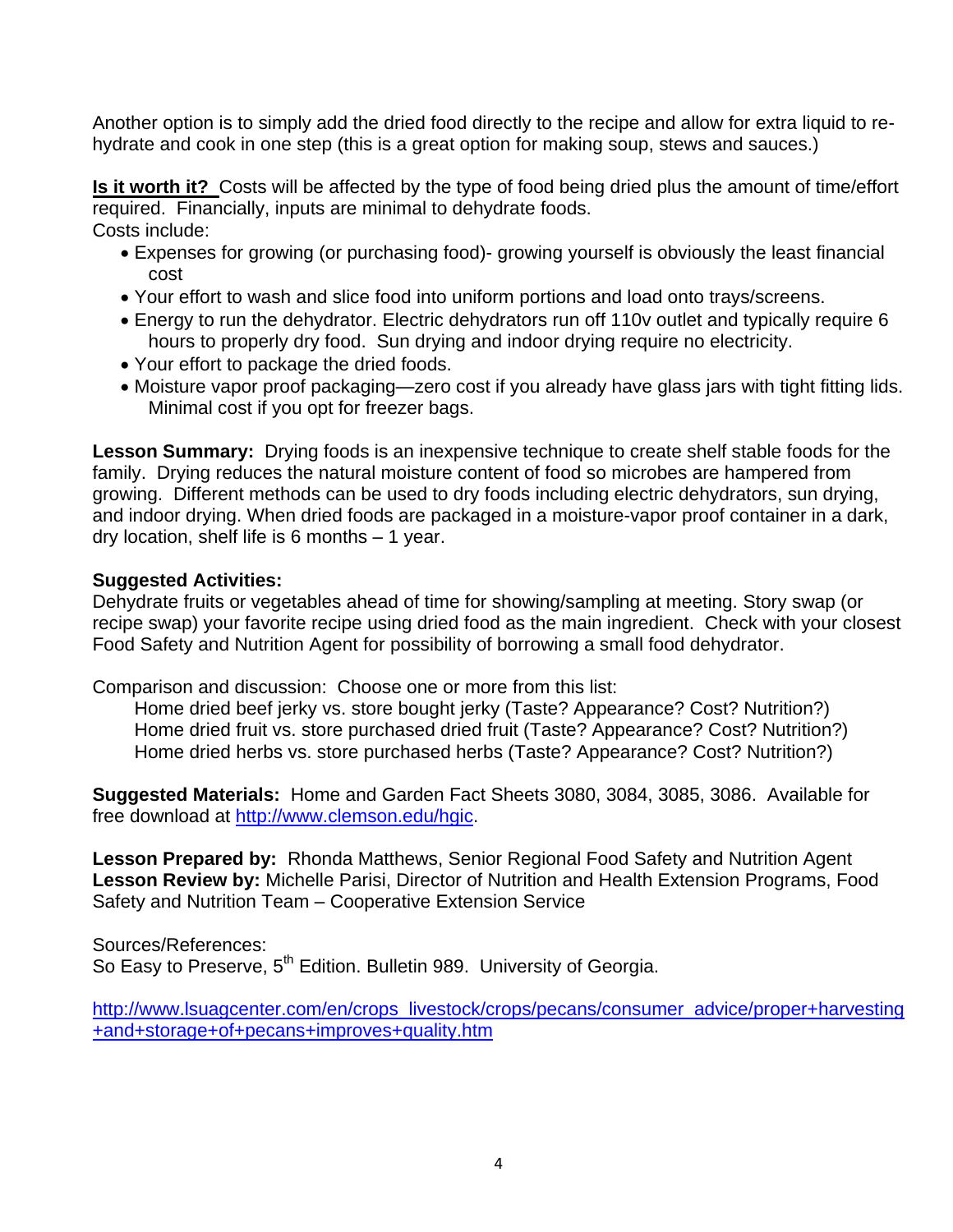Another option is to simply add the dried food directly to the recipe and allow for extra liquid to re-hydrate and cook in one step (this is a great option for making soup, stews and sauces.)

**Is it worth it?** Costs will be affected by the type of food being dried plus the amount of time/effort required. Financially, inputs are minimal to dehydrate foods.
Costs include:

- Expenses for growing (or purchasing food)- growing yourself is obviously the least financial cost
- Your effort to wash and slice food into uniform portions and load onto trays/screens.
- Energy to run the dehydrator. Electric dehydrators run off 110v outlet and typically require 6 hours to properly dry food. Sun drying and indoor drying require no electricity.
- Your effort to package the dried foods.
- Moisture vapor proof packaging—zero cost if you already have glass jars with tight fitting lids. Minimal cost if you opt for freezer bags.

**Lesson Summary:** Drying foods is an inexpensive technique to create shelf stable foods for the family. Drying reduces the natural moisture content of food so microbes are hampered from growing. Different methods can be used to dry foods including electric dehydrators, sun drying, and indoor drying. When dried foods are packaged in a moisture-vapor proof container in a dark, dry location, shelf life is 6 months – 1 year.

**Suggested Activities:**
Dehydrate fruits or vegetables ahead of time for showing/sampling at meeting. Story swap (or recipe swap) your favorite recipe using dried food as the main ingredient. Check with your closest Food Safety and Nutrition Agent for possibility of borrowing a small food dehydrator.

Comparison and discussion: Choose one or more from this list:

Home dried beef jerky vs. store bought jerky (Taste? Appearance? Cost? Nutrition?)
Home dried fruit vs. store purchased dried fruit (Taste? Appearance? Cost? Nutrition?)
Home dried herbs vs. store purchased herbs (Taste? Appearance? Cost? Nutrition?)

**Suggested Materials:** Home and Garden Fact Sheets 3080, 3084, 3085, 3086. Available for free download at http://www.clemson.edu/hgic.

**Lesson Prepared by:** Rhonda Matthews, Senior Regional Food Safety and Nutrition Agent
**Lesson Review by:** Michelle Parisi, Director of Nutrition and Health Extension Programs, Food Safety and Nutrition Team – Cooperative Extension Service

Sources/References:
So Easy to Preserve, 5th Edition. Bulletin 989. University of Georgia.

http://www.lsuagcenter.com/en/crops_livestock/crops/pecans/consumer_advice/proper+harvesting+and+storage+of+pecans+improves+quality.htm